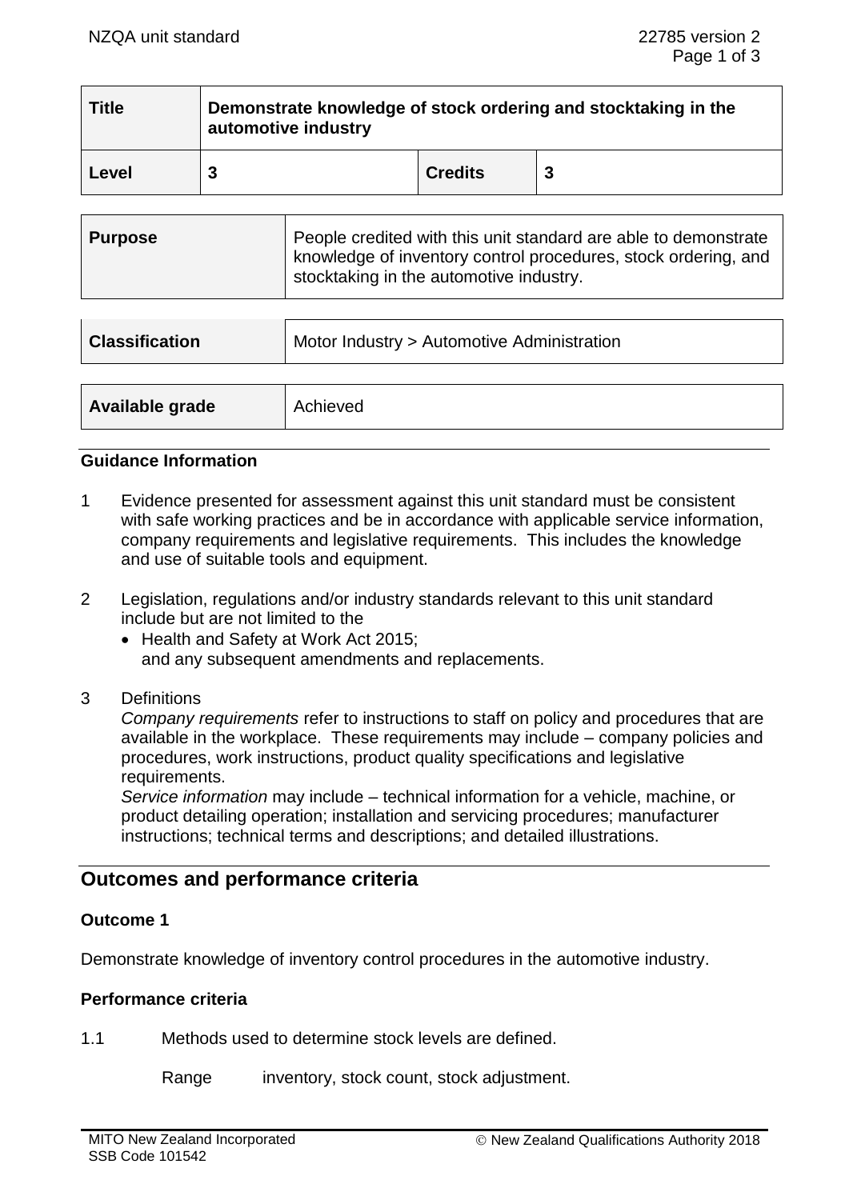| Title | Demonstrate knowledge of stock ordering and stocktaking in the automotive industry | | |
|---|---|---|---|
| **Level** | **3** | **Credits** | **3** |

| Purpose | People credited with this unit standard are able to demonstrate knowledge of inventory control procedures, stock ordering, and stocktaking in the automotive industry. |
|---|---|

| Classification | Motor Industry > Automotive Administration |
|---|---|

| Available grade | Achieved |
|---|---|

### Guidance Information

1. Evidence presented for assessment against this unit standard must be consistent with safe working practices and be in accordance with applicable service information, company requirements and legislative requirements. This includes the knowledge and use of suitable tools and equipment.

2. Legislation, regulations and/or industry standards relevant to this unit standard include but are not limited to the
   - Health and Safety at Work Act 2015;

   and any subsequent amendments and replacements.

3. Definitions

   *Company requirements* refer to instructions to staff on policy and procedures that are available in the workplace. These requirements may include – company policies and procedures, work instructions, product quality specifications and legislative requirements.

   *Service information* may include – technical information for a vehicle, machine, or product detailing operation; installation and servicing procedures; manufacturer instructions; technical terms and descriptions; and detailed illustrations.

## Outcomes and performance criteria

### Outcome 1

Demonstrate knowledge of inventory control procedures in the automotive industry.

### Performance criteria

1.1 Methods used to determine stock levels are defined.

Range inventory, stock count, stock adjustment.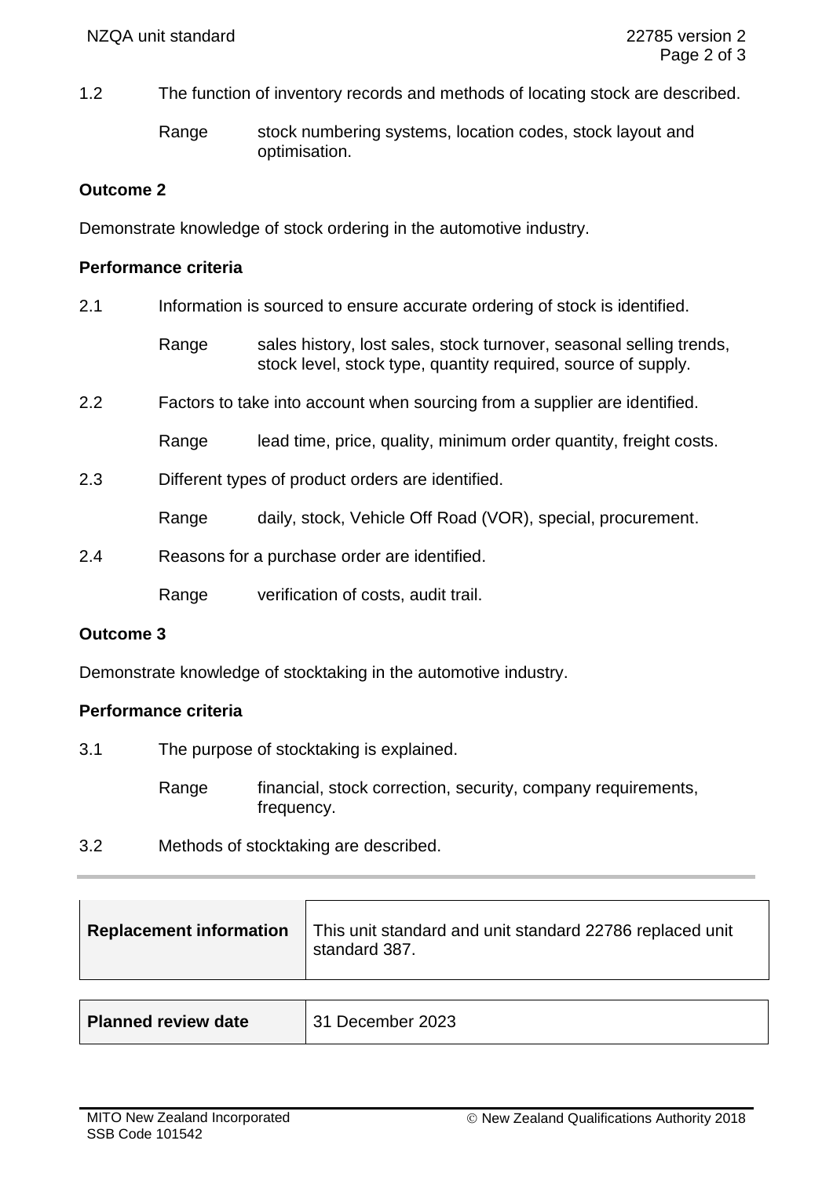1.2 The function of inventory records and methods of locating stock are described.

Range stock numbering systems, location codes, stock layout and optimisation.

**Outcome 2**

Demonstrate knowledge of stock ordering in the automotive industry.

**Performance criteria**

2.1 Information is sourced to ensure accurate ordering of stock is identified.

Range sales history, lost sales, stock turnover, seasonal selling trends, stock level, stock type, quantity required, source of supply.

2.2 Factors to take into account when sourcing from a supplier are identified.

Range lead time, price, quality, minimum order quantity, freight costs.

2.3 Different types of product orders are identified.

Range daily, stock, Vehicle Off Road (VOR), special, procurement.

2.4 Reasons for a purchase order are identified.

Range verification of costs, audit trail.

**Outcome 3**

Demonstrate knowledge of stocktaking in the automotive industry.

**Performance criteria**

3.1 The purpose of stocktaking is explained.

Range financial, stock correction, security, company requirements, frequency.

3.2 Methods of stocktaking are described.

| **Replacement information** | This unit standard and unit standard 22786 replaced unit standard 387. |
|---|---|

| **Planned review date** | 31 December 2023 |
|---|---|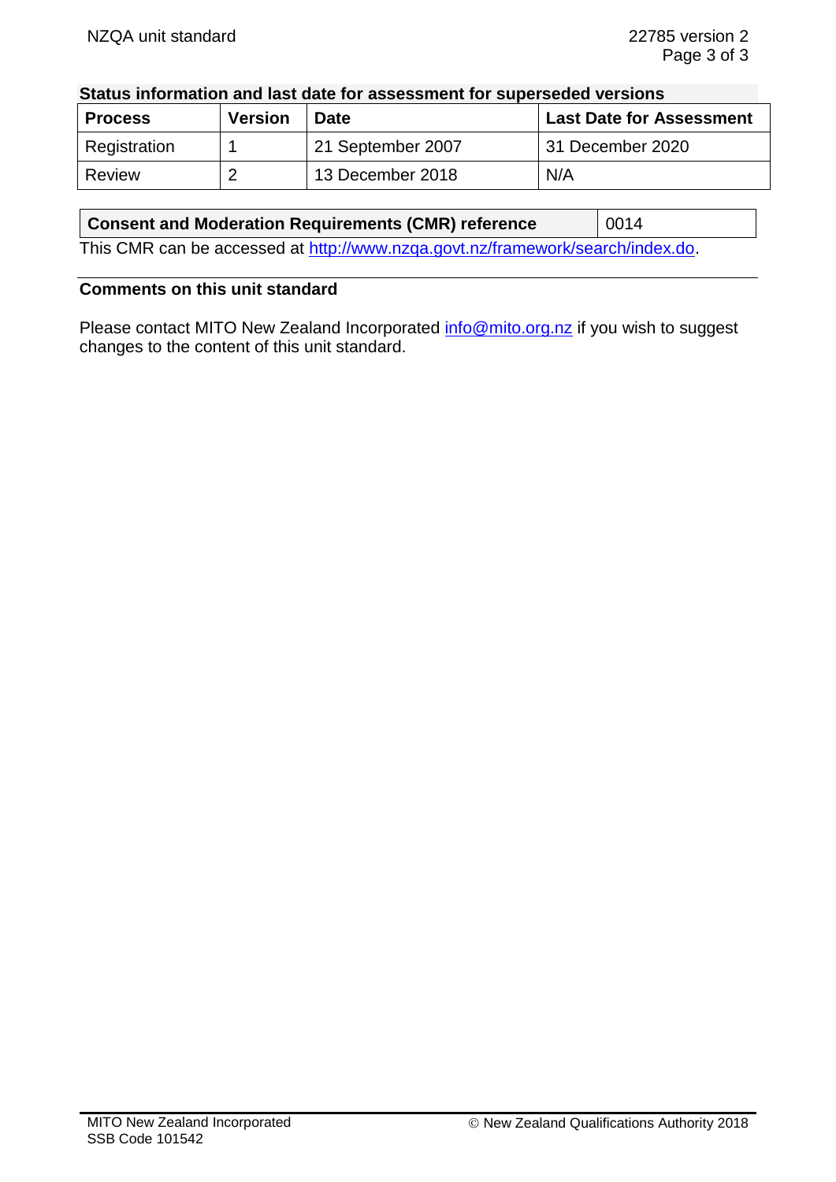**Status information and last date for assessment for superseded versions**

| Process | Version | Date | Last Date for Assessment |
|---|---|---|---|
| Registration | 1 | 21 September 2007 | 31 December 2020 |
| Review | 2 | 13 December 2018 | N/A |

| **Consent and Moderation Requirements (CMR) reference** | 0014 |
|---|---|

This CMR can be accessed at http://www.nzqa.govt.nz/framework/search/index.do.

**Comments on this unit standard**

Please contact MITO New Zealand Incorporated info@mito.org.nz if you wish to suggest changes to the content of this unit standard.